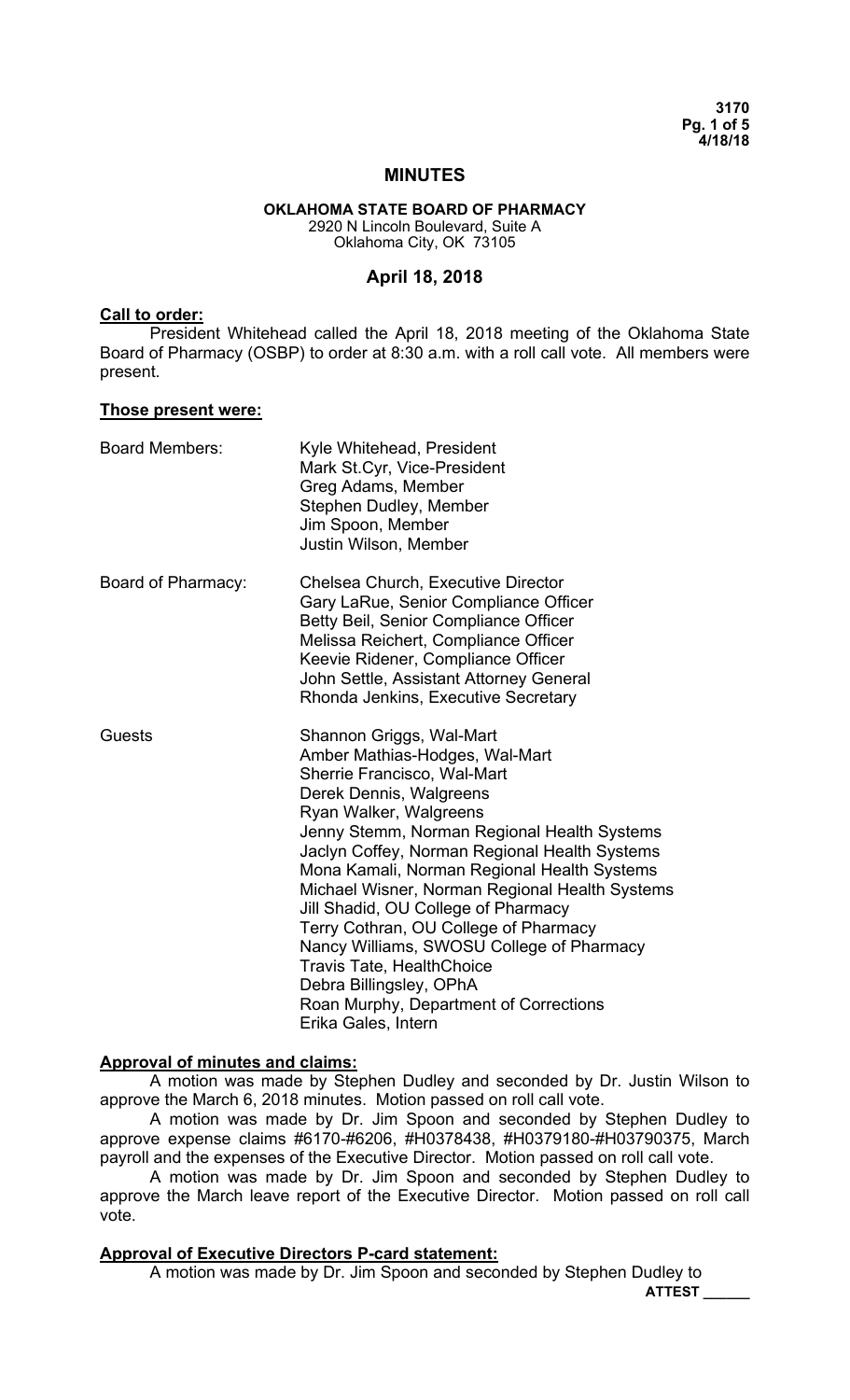# MINUTES

## OKLAHOMA STATE BOARD OF PHARMACY

2920 N Lincoln Boulevard, Suite A
Oklahoma City, OK 73105

## April 18, 2018

**Call to order:**

President Whitehead called the April 18, 2018 meeting of the Oklahoma State Board of Pharmacy (OSBP) to order at 8:30 a.m. with a roll call vote. All members were present.

**Those present were:**

| | |
|---|---|
| Board Members: | Kyle Whitehead, President<br>Mark St.Cyr, Vice-President<br>Greg Adams, Member<br>Stephen Dudley, Member<br>Jim Spoon, Member<br>Justin Wilson, Member |
| Board of Pharmacy: | Chelsea Church, Executive Director<br>Gary LaRue, Senior Compliance Officer<br>Betty Beil, Senior Compliance Officer<br>Melissa Reichert, Compliance Officer<br>Keevie Ridener, Compliance Officer<br>John Settle, Assistant Attorney General<br>Rhonda Jenkins, Executive Secretary |
| Guests | Shannon Griggs, Wal-Mart<br>Amber Mathias-Hodges, Wal-Mart<br>Sherrie Francisco, Wal-Mart<br>Derek Dennis, Walgreens<br>Ryan Walker, Walgreens<br>Jenny Stemm, Norman Regional Health Systems<br>Jaclyn Coffey, Norman Regional Health Systems<br>Mona Kamali, Norman Regional Health Systems<br>Michael Wisner, Norman Regional Health Systems<br>Jill Shadid, OU College of Pharmacy<br>Terry Cothran, OU College of Pharmacy<br>Nancy Williams, SWOSU College of Pharmacy<br>Travis Tate, HealthChoice<br>Debra Billingsley, OPhA<br>Roan Murphy, Department of Corrections<br>Erika Gales, Intern |

**Approval of minutes and claims:**

A motion was made by Stephen Dudley and seconded by Dr. Justin Wilson to approve the March 6, 2018 minutes. Motion passed on roll call vote.

A motion was made by Dr. Jim Spoon and seconded by Stephen Dudley to approve expense claims #6170-#6206, #H0378438, #H0379180-#H03790375, March payroll and the expenses of the Executive Director. Motion passed on roll call vote.

A motion was made by Dr. Jim Spoon and seconded by Stephen Dudley to approve the March leave report of the Executive Director. Motion passed on roll call vote.

**Approval of Executive Directors P-card statement:**

A motion was made by Dr. Jim Spoon and seconded by Stephen Dudley to

**ATTEST \_\_\_\_\_\_**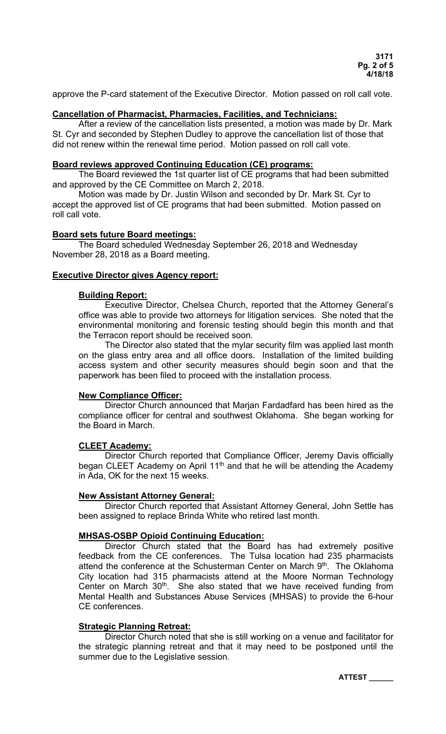approve the P-card statement of the Executive Director. Motion passed on roll call vote.

**Cancellation of Pharmacist, Pharmacies, Facilities, and Technicians:**

After a review of the cancellation lists presented, a motion was made by Dr. Mark St. Cyr and seconded by Stephen Dudley to approve the cancellation list of those that did not renew within the renewal time period. Motion passed on roll call vote.

**Board reviews approved Continuing Education (CE) programs:**

The Board reviewed the 1st quarter list of CE programs that had been submitted and approved by the CE Committee on March 2, 2018.

Motion was made by Dr. Justin Wilson and seconded by Dr. Mark St. Cyr to accept the approved list of CE programs that had been submitted. Motion passed on roll call vote.

**Board sets future Board meetings:**

The Board scheduled Wednesday September 26, 2018 and Wednesday November 28, 2018 as a Board meeting.

**Executive Director gives Agency report:**

**Building Report:**

Executive Director, Chelsea Church, reported that the Attorney General's office was able to provide two attorneys for litigation services. She noted that the environmental monitoring and forensic testing should begin this month and that the Terracon report should be received soon.

The Director also stated that the mylar security film was applied last month on the glass entry area and all office doors. Installation of the limited building access system and other security measures should begin soon and that the paperwork has been filed to proceed with the installation process.

**New Compliance Officer:**

Director Church announced that Marjan Fardadfard has been hired as the compliance officer for central and southwest Oklahoma. She began working for the Board in March.

**CLEET Academy:**

Director Church reported that Compliance Officer, Jeremy Davis officially began CLEET Academy on April 11th and that he will be attending the Academy in Ada, OK for the next 15 weeks.

**New Assistant Attorney General:**

Director Church reported that Assistant Attorney General, John Settle has been assigned to replace Brinda White who retired last month.

**MHSAS-OSBP Opioid Continuing Education:**

Director Church stated that the Board has had extremely positive feedback from the CE conferences. The Tulsa location had 235 pharmacists attend the conference at the Schusterman Center on March 9th. The Oklahoma City location had 315 pharmacists attend at the Moore Norman Technology Center on March 30th. She also stated that we have received funding from Mental Health and Substances Abuse Services (MHSAS) to provide the 6-hour CE conferences.

**Strategic Planning Retreat:**

Director Church noted that she is still working on a venue and facilitator for the strategic planning retreat and that it may need to be postponed until the summer due to the Legislative session.

**ATTEST ______**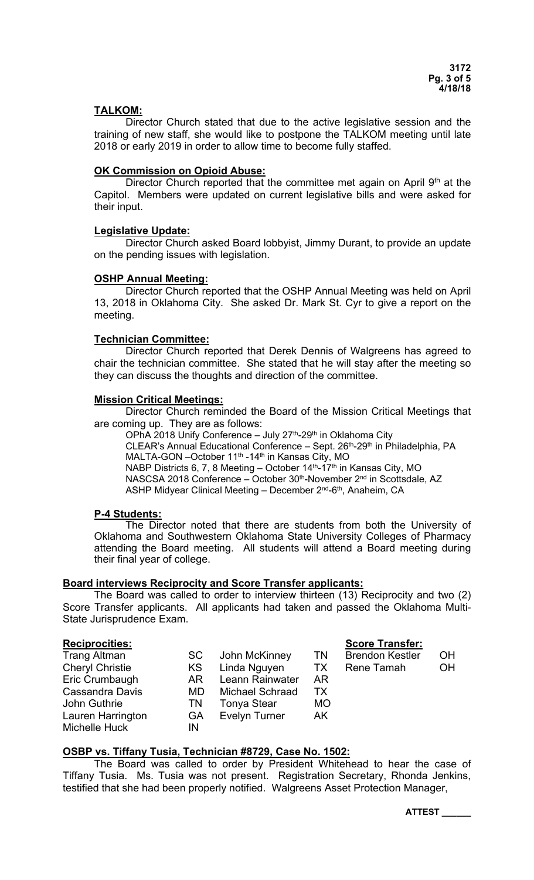## TALKOM:

Director Church stated that due to the active legislative session and the training of new staff, she would like to postpone the TALKOM meeting until late 2018 or early 2019 in order to allow time to become fully staffed.

## OK Commission on Opioid Abuse:

Director Church reported that the committee met again on April 9th at the Capitol. Members were updated on current legislative bills and were asked for their input.

## Legislative Update:

Director Church asked Board lobbyist, Jimmy Durant, to provide an update on the pending issues with legislation.

## OSHP Annual Meeting:

Director Church reported that the OSHP Annual Meeting was held on April 13, 2018 in Oklahoma City. She asked Dr. Mark St. Cyr to give a report on the meeting.

## Technician Committee:

Director Church reported that Derek Dennis of Walgreens has agreed to chair the technician committee. She stated that he will stay after the meeting so they can discuss the thoughts and direction of the committee.

## Mission Critical Meetings:

Director Church reminded the Board of the Mission Critical Meetings that are coming up. They are as follows:

OPhA 2018 Unify Conference – July 27th-29th in Oklahoma City
CLEAR's Annual Educational Conference – Sept. 26th-29th in Philadelphia, PA
MALTA-GON –October 11th -14th in Kansas City, MO
NABP Districts 6, 7, 8 Meeting – October 14th-17th in Kansas City, MO
NASCSA 2018 Conference – October 30th-November 2nd in Scottsdale, AZ
ASHP Midyear Clinical Meeting – December 2nd-6th, Anaheim, CA

## P-4 Students:

The Director noted that there are students from both the University of Oklahoma and Southwestern Oklahoma State University Colleges of Pharmacy attending the Board meeting. All students will attend a Board meeting during their final year of college.

## Board interviews Reciprocity and Score Transfer applicants:

The Board was called to order to interview thirteen (13) Reciprocity and two (2) Score Transfer applicants. All applicants had taken and passed the Oklahoma Multi-State Jurisprudence Exam.

| **Reciprocities:** | | | | **Score Transfer:** | |
|---|---|---|---|---|---|
| Trang Altman | SC | John McKinney | TN | Brendon Kestler | OH |
| Cheryl Christie | KS | Linda Nguyen | TX | Rene Tamah | OH |
| Eric Crumbaugh | AR | Leann Rainwater | AR | | |
| Cassandra Davis | MD | Michael Schraad | TX | | |
| John Guthrie | TN | Tonya Stear | MO | | |
| Lauren Harrington | GA | Evelyn Turner | AK | | |
| Michelle Huck | IN | | | | |

## OSBP vs. Tiffany Tusia, Technician #8729, Case No. 1502:

The Board was called to order by President Whitehead to hear the case of Tiffany Tusia. Ms. Tusia was not present. Registration Secretary, Rhonda Jenkins, testified that she had been properly notified. Walgreens Asset Protection Manager,

ATTEST ______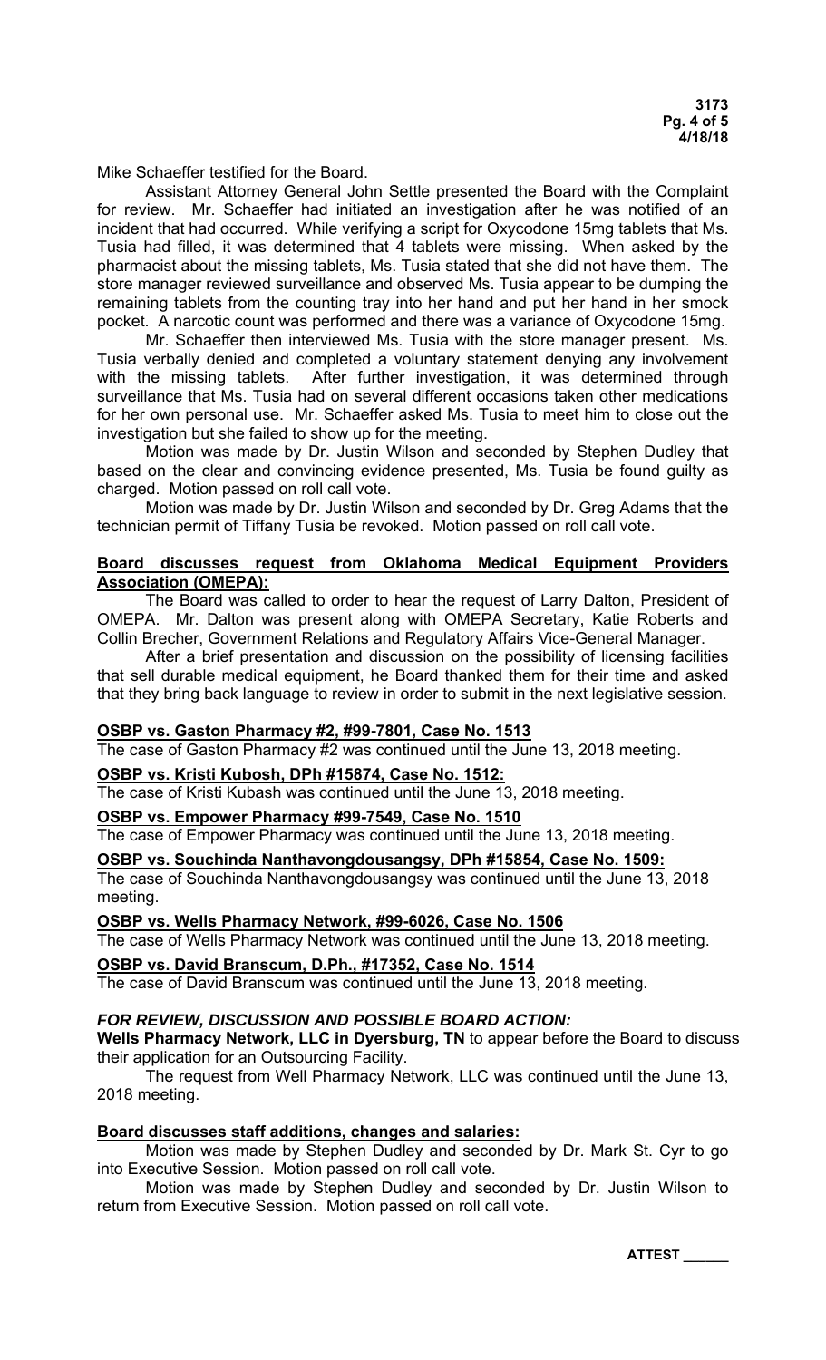Mike Schaeffer testified for the Board.

Assistant Attorney General John Settle presented the Board with the Complaint for review. Mr. Schaeffer had initiated an investigation after he was notified of an incident that had occurred. While verifying a script for Oxycodone 15mg tablets that Ms. Tusia had filled, it was determined that 4 tablets were missing. When asked by the pharmacist about the missing tablets, Ms. Tusia stated that she did not have them. The store manager reviewed surveillance and observed Ms. Tusia appear to be dumping the remaining tablets from the counting tray into her hand and put her hand in her smock pocket. A narcotic count was performed and there was a variance of Oxycodone 15mg.

Mr. Schaeffer then interviewed Ms. Tusia with the store manager present. Ms. Tusia verbally denied and completed a voluntary statement denying any involvement with the missing tablets. After further investigation, it was determined through surveillance that Ms. Tusia had on several different occasions taken other medications for her own personal use. Mr. Schaeffer asked Ms. Tusia to meet him to close out the investigation but she failed to show up for the meeting.

Motion was made by Dr. Justin Wilson and seconded by Stephen Dudley that based on the clear and convincing evidence presented, Ms. Tusia be found guilty as charged. Motion passed on roll call vote.

Motion was made by Dr. Justin Wilson and seconded by Dr. Greg Adams that the technician permit of Tiffany Tusia be revoked. Motion passed on roll call vote.

**Board discusses request from Oklahoma Medical Equipment Providers Association (OMEPA):**

The Board was called to order to hear the request of Larry Dalton, President of OMEPA. Mr. Dalton was present along with OMEPA Secretary, Katie Roberts and Collin Brecher, Government Relations and Regulatory Affairs Vice-General Manager.

After a brief presentation and discussion on the possibility of licensing facilities that sell durable medical equipment, he Board thanked them for their time and asked that they bring back language to review in order to submit in the next legislative session.

**OSBP vs. Gaston Pharmacy #2, #99-7801, Case No. 1513**

The case of Gaston Pharmacy #2 was continued until the June 13, 2018 meeting.

**OSBP vs. Kristi Kubosh, DPh #15874, Case No. 1512:**

The case of Kristi Kubash was continued until the June 13, 2018 meeting.

**OSBP vs. Empower Pharmacy #99-7549, Case No. 1510**

The case of Empower Pharmacy was continued until the June 13, 2018 meeting.

**OSBP vs. Souchinda Nanthavongdousangsy, DPh #15854, Case No. 1509:**

The case of Souchinda Nanthavongdousangsy was continued until the June 13, 2018 meeting.

**OSBP vs. Wells Pharmacy Network, #99-6026, Case No. 1506**

The case of Wells Pharmacy Network was continued until the June 13, 2018 meeting.

**OSBP vs. David Branscum, D.Ph., #17352, Case No. 1514**

The case of David Branscum was continued until the June 13, 2018 meeting.

***FOR REVIEW, DISCUSSION AND POSSIBLE BOARD ACTION:***

**Wells Pharmacy Network, LLC in Dyersburg, TN** to appear before the Board to discuss their application for an Outsourcing Facility.

The request from Well Pharmacy Network, LLC was continued until the June 13, 2018 meeting.

**Board discusses staff additions, changes and salaries:**

Motion was made by Stephen Dudley and seconded by Dr. Mark St. Cyr to go into Executive Session. Motion passed on roll call vote.

Motion was made by Stephen Dudley and seconded by Dr. Justin Wilson to return from Executive Session. Motion passed on roll call vote.

**ATTEST \_\_\_\_\_\_**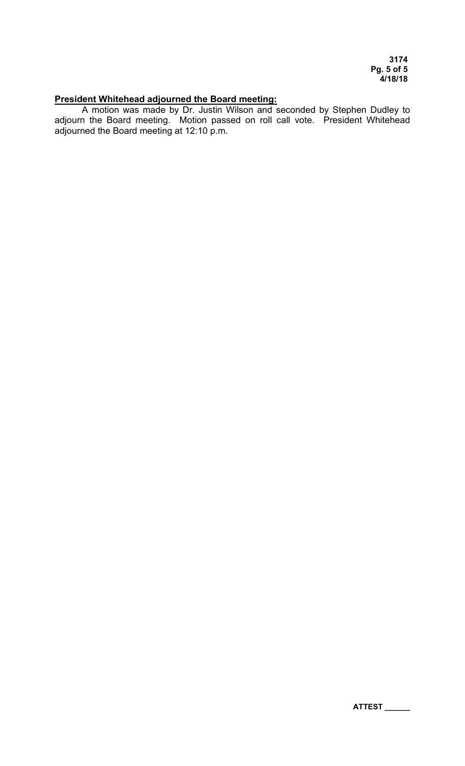**<u>President Whitehead adjourned the Board meeting:</u>**

A motion was made by Dr. Justin Wilson and seconded by Stephen Dudley to adjourn the Board meeting. Motion passed on roll call vote. President Whitehead adjourned the Board meeting at 12:10 p.m.